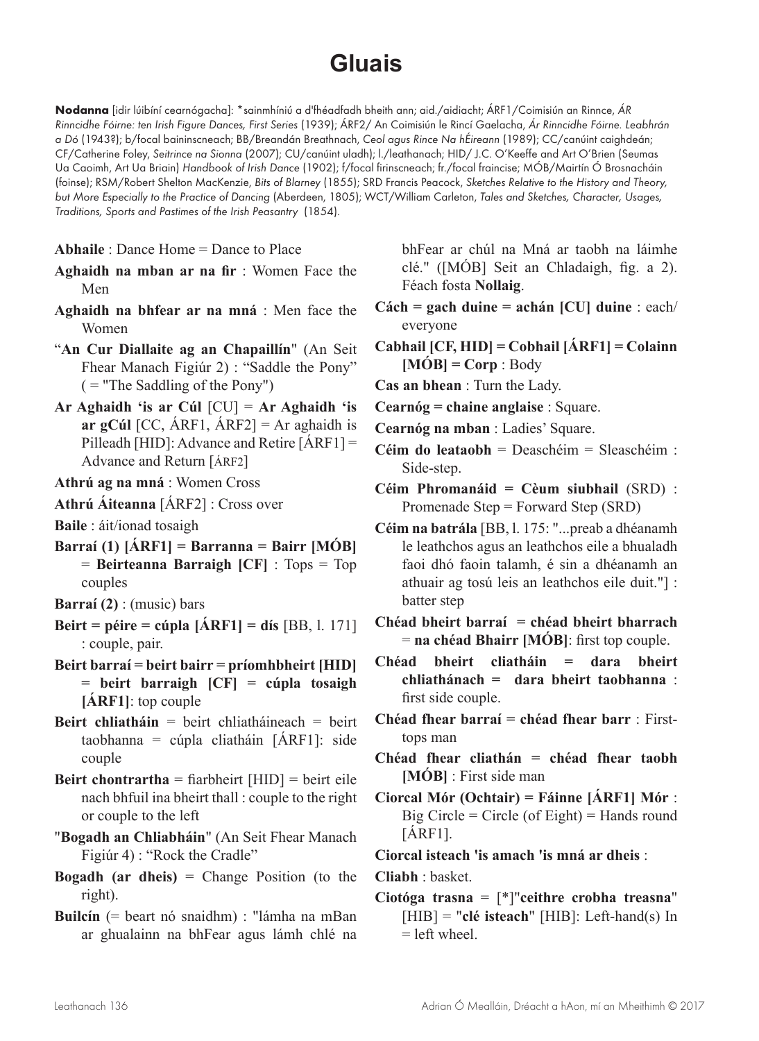# Gluais

**Nodanna** [idir lúibíní cearnógacha]: *sainmhíniú a d'fhéadfadh bheith ann; aid./aidiacht; ÁRF1/Coimisiún an Rinnce, *ÁR Rinncidhe Fóirne: ten Irish Figure Dances, First Series* (1939); ÁRF2/ An Coimisiún le Rincí Gaelacha, *Ár Rinncidhe Fóirne. Leabhrán a Dó* (1943?); b/focal baininscneach; BB/Breandán Breathnach, *Ceol agus Rince Na hÉireann* (1989); CC/canúint caighdeán; CF/Catherine Foley, *Seitrince na Sionna* (2007); CU/canúint uladh); l./leathanach; HID/ J.C. O'Keeffe and Art O'Brien (Seumas Ua Caoimh, Art Ua Briain) *Handbook of Irish Dance* (1902); f/focal firinscneach; fr./focal fraincise; MÓB/Mairtín Ó Brosnacháin (foinse); RSM/Robert Shelton MacKenzie, *Bits of Blarney* (1855); SRD Francis Peacock, *Sketches Relative to the History and Theory, but More Especially to the Practice of Dancing* (Aberdeen, 1805); WCT/William Carleton, *Tales and Sketches, Character, Usages, Traditions, Sports and Pastimes of the Irish Peasantry* (1854).

**Abhaile** : Dance Home = Dance to Place

**Aghaidh na mban ar na fir** : Women Face the Men

**Aghaidh na bhfear ar na mná** : Men face the Women

"**An Cur Diallaite ag an Chapaillín**" (An Seit Fhear Manach Figiúr 2) : "Saddle the Pony" ( = "The Saddling of the Pony")

**Ar Aghaidh 'is ar Cúl** [CU] = **Ar Aghaidh 'is ar gCúl** [CC, ÁRF1, ÁRF2] = Ar aghaidh is Pilleadh [HID]: Advance and Retire [ÁRF1] = Advance and Return [ÁRF2]

**Athrú ag na mná** : Women Cross

**Athrú Áiteanna** [ÁRF2] : Cross over

**Baile** : áit/ionad tosaigh

**Barraí (1) [ÁRF1] = Barranna = Bairr [MÓB]** = **Beirteanna Barraigh [CF]** : Tops = Top couples

**Barraí (2)** : (music) bars

**Beirt = péire = cúpla [ÁRF1] = dís** [BB, l. 171] : couple, pair.

**Beirt barraí = beirt bairr = príomhbheirt [HID] = beirt barraigh [CF] = cúpla tosaigh [ÁRF1]**: top couple

**Beirt chliatháin** = beirt chliatháineach = beirt taobhanna = cúpla cliatháin [ÁRF1]: side couple

**Beirt chontrartha** = fiarbheirt [HID] = beirt eile nach bhfuil ina bheirt thall : couple to the right or couple to the left

"**Bogadh an Chliabháin**" (An Seit Fhear Manach Figiúr 4) : "Rock the Cradle"

**Bogadh (ar dheis)** = Change Position (to the right).

**Builcín** (= beart nó snaidhm) : "lámha na mBan ar ghualainn na bhFear agus lámh chlé na bhFear ar chúl na Mná ar taobh na láimhe clé." ([MÓB] Seit an Chladaigh, fig. a 2). Féach fosta **Nollaig**.

**Cách = gach duine = achán [CU] duine** : each/ everyone

**Cabhail [CF, HID] = Cobhail [ÁRF1] = Colainn [MÓB] = Corp** : Body

**Cas an bhean** : Turn the Lady.

**Cearnóg = chaine anglaise** : Square.

**Cearnóg na mban** : Ladies' Square.

**Céim do leataobh** = Deaschéim = Sleaschéim : Side-step.

**Céim Phromanáid = Cèum siubhail** (SRD) : Promenade Step = Forward Step (SRD)

**Céim na batrála** [BB, l. 175: "...preab a dhéanamh le leathchos agus an leathchos eile a bhualadh faoi dhó faoin talamh, é sin a dhéanamh an athuair ag tosú leis an leathchos eile duit."] : batter step

**Chéad bheirt barraí = chéad bheirt bharrach** = **na chéad Bhairr [MÓB]**: first top couple.

**Chéad bheirt cliatháin = dara bheirt chliathánach = dara bheirt taobhanna** : first side couple.

**Chéad fhear barraí = chéad fhear barr** : First-tops man

**Chéad fhear cliathán = chéad fhear taobh [MÓB]** : First side man

**Ciorcal Mór (Ochtair) = Fáinne [ÁRF1] Mór** : Big Circle = Circle (of Eight) = Hands round [ÁRF1].

**Ciorcal isteach 'is amach 'is mná ar dheis** :

**Cliabh** : basket.

**Ciotóga trasna** = [*]"**ceithre crobha treasna**" [HIB] = "**clé isteach**" [HIB]: Left-hand(s) In = left wheel.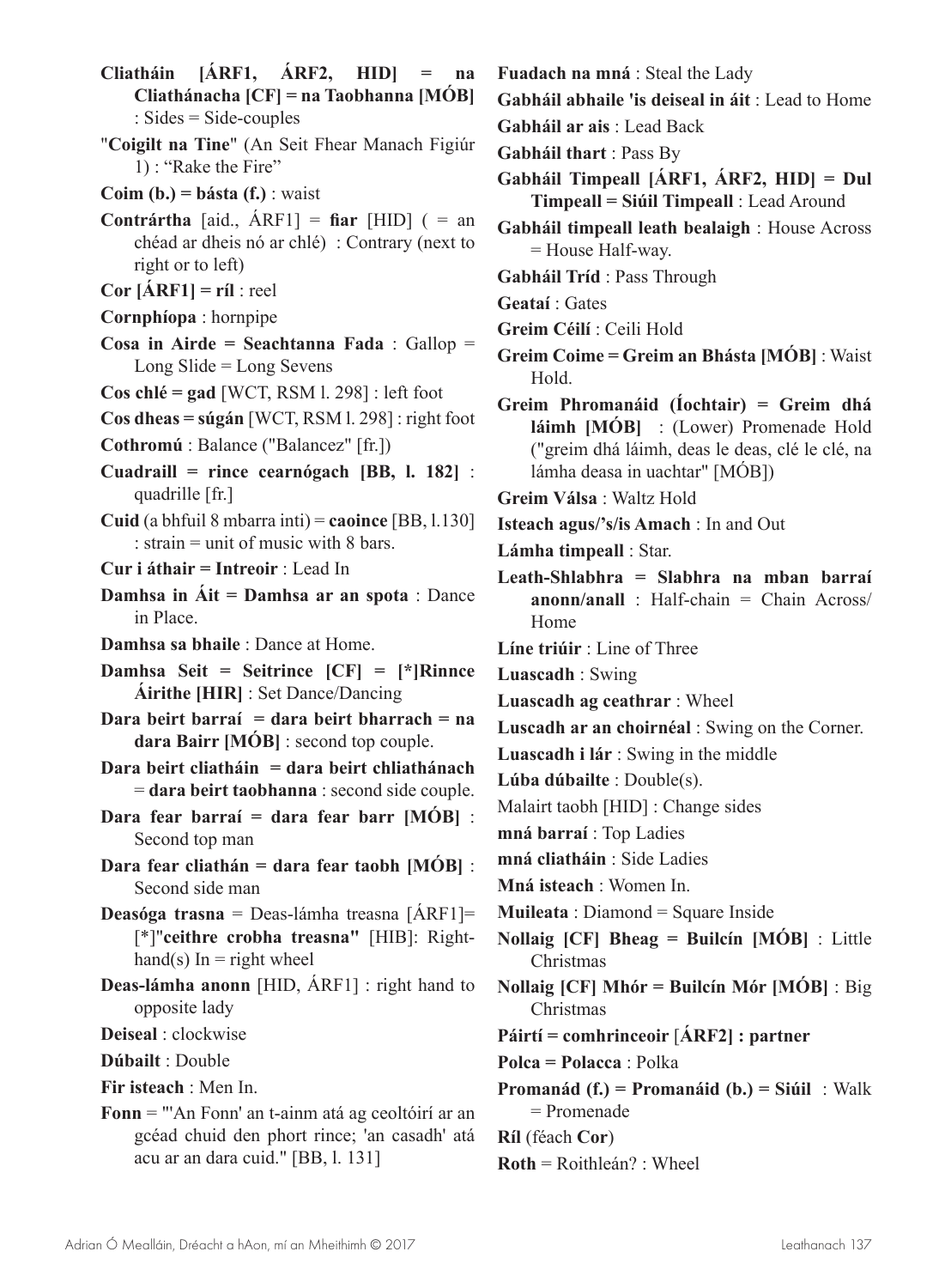**Cliatháin [ÁRF1, ÁRF2, HID] = na Cliathánacha [CF] = na Taobhanna [MÓB]** : Sides = Side-couples

"**Coigilt na Tine**" (An Seit Fhear Manach Figiúr 1) : "Rake the Fire"

**Coim (b.) = básta (f.)** : waist

**Contrártha** [aid., ÁRF1] = **fiar** [HID] ( = an chéad ar dheis nó ar chlé) : Contrary (next to right or to left)

**Cor [ÁRF1] = ríl** : reel

**Cornphíopa** : hornpipe

**Cosa in Airde = Seachtanna Fada** : Gallop = Long Slide = Long Sevens

**Cos chlé = gad** [WCT, RSM l. 298] : left foot

**Cos dheas = súgán** [WCT, RSM l. 298] : right foot

**Cothromú** : Balance ("Balancez" [fr.])

**Cuadraill = rince cearnógach [BB, l. 182]** : quadrille [fr.]

**Cuid** (a bhfuil 8 mbarra inti) = **caoince** [BB, l.130] : strain = unit of music with 8 bars.

**Cur i áthair = Intreoir** : Lead In

**Damhsa in Áit = Damhsa ar an spota** : Dance in Place.

**Damhsa sa bhaile** : Dance at Home.

**Damhsa Seit = Seitrince [CF] = [*]Rinnce Áirithe [HIR]** : Set Dance/Dancing

**Dara beirt barraí = dara beirt bharrach = na dara Bairr [MÓB]** : second top couple.

**Dara beirt cliatháin = dara beirt chliathánach** = **dara beirt taobhanna** : second side couple.

**Dara fear barraí = dara fear barr [MÓB]** : Second top man

**Dara fear cliathán = dara fear taobh [MÓB]** : Second side man

**Deasóga trasna** = Deas-lámha treasna [ÁRF1]= [*]"**ceithre crobha treasna"** [HIB]: Right-hand(s) In = right wheel

**Deas-lámha anonn** [HID, ÁRF1] : right hand to opposite lady

**Deiseal** : clockwise

**Dúbailt** : Double

**Fir isteach** : Men In.

**Fonn** = "'An Fonn' an t-ainm atá ag ceoltóirí ar an gcéad chuid den phort rince; 'an casadh' atá acu ar an dara cuid." [BB, l. 131]

**Fuadach na mná** : Steal the Lady

**Gabháil abhaile 'is deiseal in áit** : Lead to Home

**Gabháil ar ais** : Lead Back

**Gabháil thart** : Pass By

**Gabháil Timpeall [ÁRF1, ÁRF2, HID] = Dul Timpeall = Siúil Timpeall** : Lead Around

**Gabháil timpeall leath bealaigh** : House Across = House Half-way.

**Gabháil Tríd** : Pass Through

**Geataí** : Gates

**Greim Céilí** : Ceili Hold

**Greim Coime = Greim an Bhásta [MÓB]** : Waist Hold.

**Greim Phromanáid (Íochtair) = Greim dhá láimh [MÓB]** : (Lower) Promenade Hold ("greim dhá láimh, deas le deas, clé le clé, na lámha deasa in uachtar" [MÓB])

**Greim Válsa** : Waltz Hold

**Isteach agus/'s/is Amach** : In and Out

**Lámha timpeall** : Star.

**Leath-Shlabhra = Slabhra na mban barraí anonn/anall** : Half-chain = Chain Across/ Home

**Líne triúir** : Line of Three

**Luascadh** : Swing

**Luascadh ag ceathrar** : Wheel

**Luscadh ar an choirnéal** : Swing on the Corner.

**Luascadh i lár** : Swing in the middle

**Lúba dúbailte** : Double(s).

Malairt taobh [HID] : Change sides

**mná barraí** : Top Ladies

**mná cliatháin** : Side Ladies

**Mná isteach** : Women In.

**Muileata** : Diamond = Square Inside

**Nollaig [CF] Bheag = Builcín [MÓB]** : Little Christmas

**Nollaig [CF] Mhór = Builcín Mór [MÓB]** : Big Christmas

**Páirtí = comhrinceoir** [**ÁRF2**] **: partner**

**Polca = Polacca** : Polka

**Promanád (f.) = Promanáid (b.) = Siúil** : Walk = Promenade

**Ríl** (féach **Cor**)

**Roth** = Roithleán? : Wheel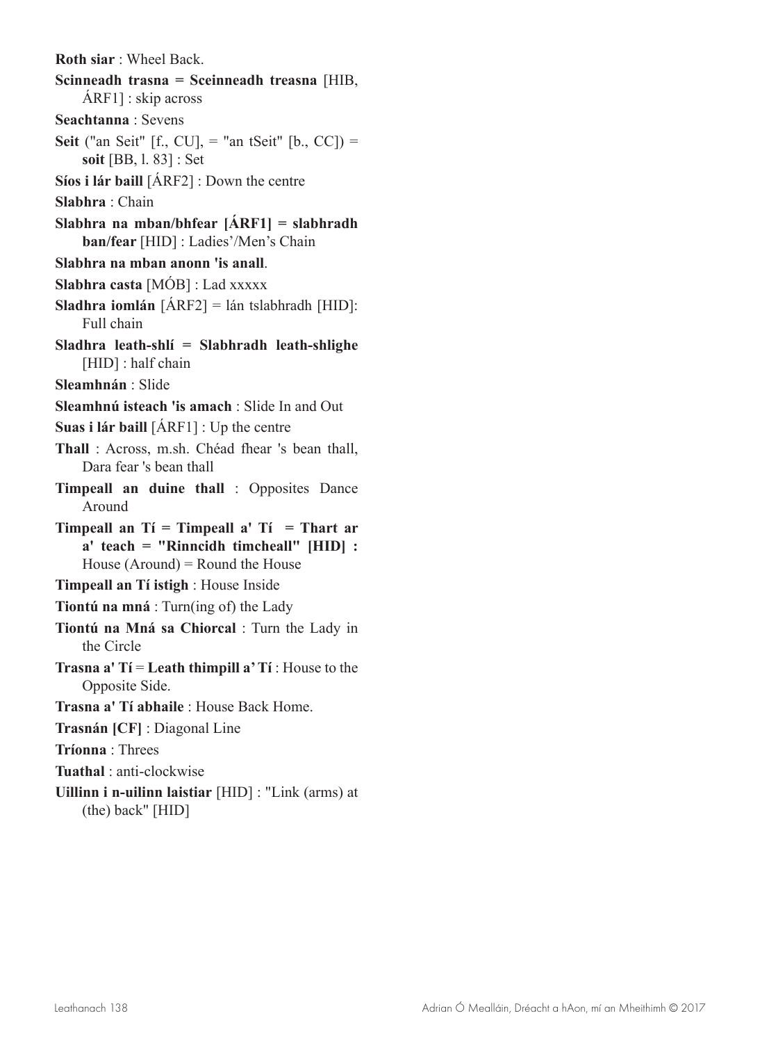**Roth siar** : Wheel Back.

**Scinneadh trasna = Sceinneadh treasna** [HIB, ÁRF1] : skip across

**Seachtanna** : Sevens

**Seit** ("an Seit" [f., CU], = "an tSeit" [b., CC]) = **soit** [BB, l. 83] : Set

**Síos i lár baill** [ÁRF2] : Down the centre

**Slabhra** : Chain

**Slabhra na mban/bhfear [ÁRF1] = slabhradh ban/fear** [HID] : Ladies'/Men's Chain

**Slabhra na mban anonn 'is anall**.

**Slabhra casta** [MÓB] : Lad xxxxx

**Sladhra iomlán** [ÁRF2] = lán tslabhradh [HID]: Full chain

**Sladhra leath-shlí = Slabhradh leath-shlighe** [HID] : half chain

**Sleamhnán** : Slide

**Sleamhnú isteach 'is amach** : Slide In and Out

**Suas i lár baill** [ÁRF1] : Up the centre

**Thall** : Across, m.sh. Chéad fhear 's bean thall, Dara fear 's bean thall

**Timpeall an duine thall** : Opposites Dance Around

**Timpeall an Tí = Timpeall a' Tí = Thart ar a' teach = "Rinncidh timcheall" [HID] :** House (Around) = Round the House

**Timpeall an Tí istigh** : House Inside

**Tiontú na mná** : Turn(ing of) the Lady

**Tiontú na Mná sa Chiorcal** : Turn the Lady in the Circle

**Trasna a' Tí** = **Leath thimpill a' Tí** : House to the Opposite Side.

**Trasna a' Tí abhaile** : House Back Home.

**Trasnán [CF]** : Diagonal Line

**Tríonna** : Threes

**Tuathal** : anti-clockwise

**Uillinn i n-uilinn laistiar** [HID] : "Link (arms) at (the) back" [HID]